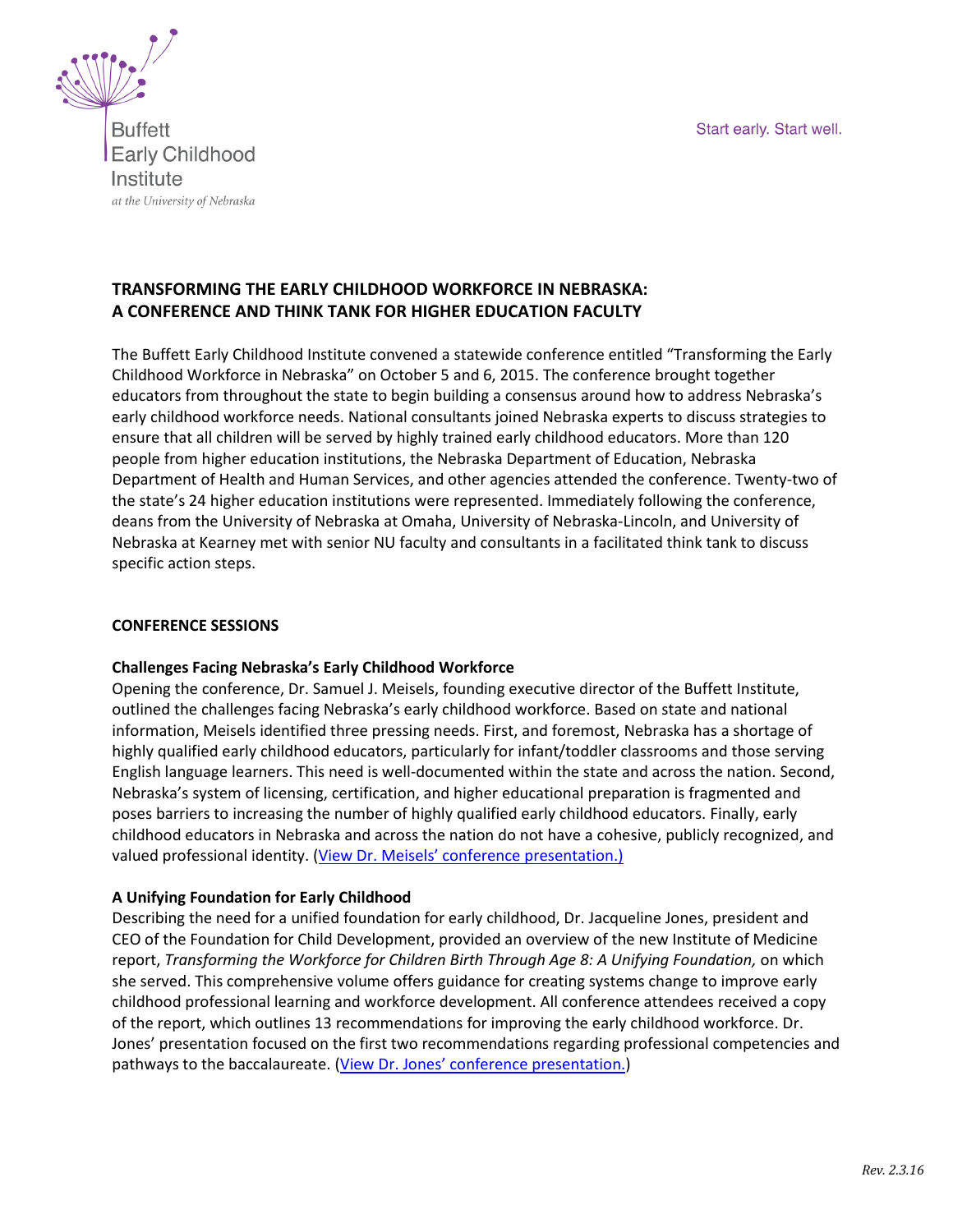Buffett
Early Childhood
Institute
*at the University of Nebraska*

Start early. Start well.

# TRANSFORMING THE EARLY CHILDHOOD WORKFORCE IN NEBRASKA: A CONFERENCE AND THINK TANK FOR HIGHER EDUCATION FACULTY

The Buffett Early Childhood Institute convened a statewide conference entitled "Transforming the Early Childhood Workforce in Nebraska" on October 5 and 6, 2015. The conference brought together educators from throughout the state to begin building a consensus around how to address Nebraska's early childhood workforce needs. National consultants joined Nebraska experts to discuss strategies to ensure that all children will be served by highly trained early childhood educators. More than 120 people from higher education institutions, the Nebraska Department of Education, Nebraska Department of Health and Human Services, and other agencies attended the conference. Twenty-two of the state's 24 higher education institutions were represented. Immediately following the conference, deans from the University of Nebraska at Omaha, University of Nebraska-Lincoln, and University of Nebraska at Kearney met with senior NU faculty and consultants in a facilitated think tank to discuss specific action steps.

## CONFERENCE SESSIONS

### Challenges Facing Nebraska's Early Childhood Workforce

Opening the conference, Dr. Samuel J. Meisels, founding executive director of the Buffett Institute, outlined the challenges facing Nebraska's early childhood workforce. Based on state and national information, Meisels identified three pressing needs. First, and foremost, Nebraska has a shortage of highly qualified early childhood educators, particularly for infant/toddler classrooms and those serving English language learners. This need is well-documented within the state and across the nation. Second, Nebraska's system of licensing, certification, and higher educational preparation is fragmented and poses barriers to increasing the number of highly qualified early childhood educators. Finally, early childhood educators in Nebraska and across the nation do not have a cohesive, publicly recognized, and valued professional identity. (View Dr. Meisels' conference presentation.)

### A Unifying Foundation for Early Childhood

Describing the need for a unified foundation for early childhood, Dr. Jacqueline Jones, president and CEO of the Foundation for Child Development, provided an overview of the new Institute of Medicine report, *Transforming the Workforce for Children Birth Through Age 8: A Unifying Foundation,* on which she served. This comprehensive volume offers guidance for creating systems change to improve early childhood professional learning and workforce development. All conference attendees received a copy of the report, which outlines 13 recommendations for improving the early childhood workforce. Dr. Jones' presentation focused on the first two recommendations regarding professional competencies and pathways to the baccalaureate. (View Dr. Jones' conference presentation.)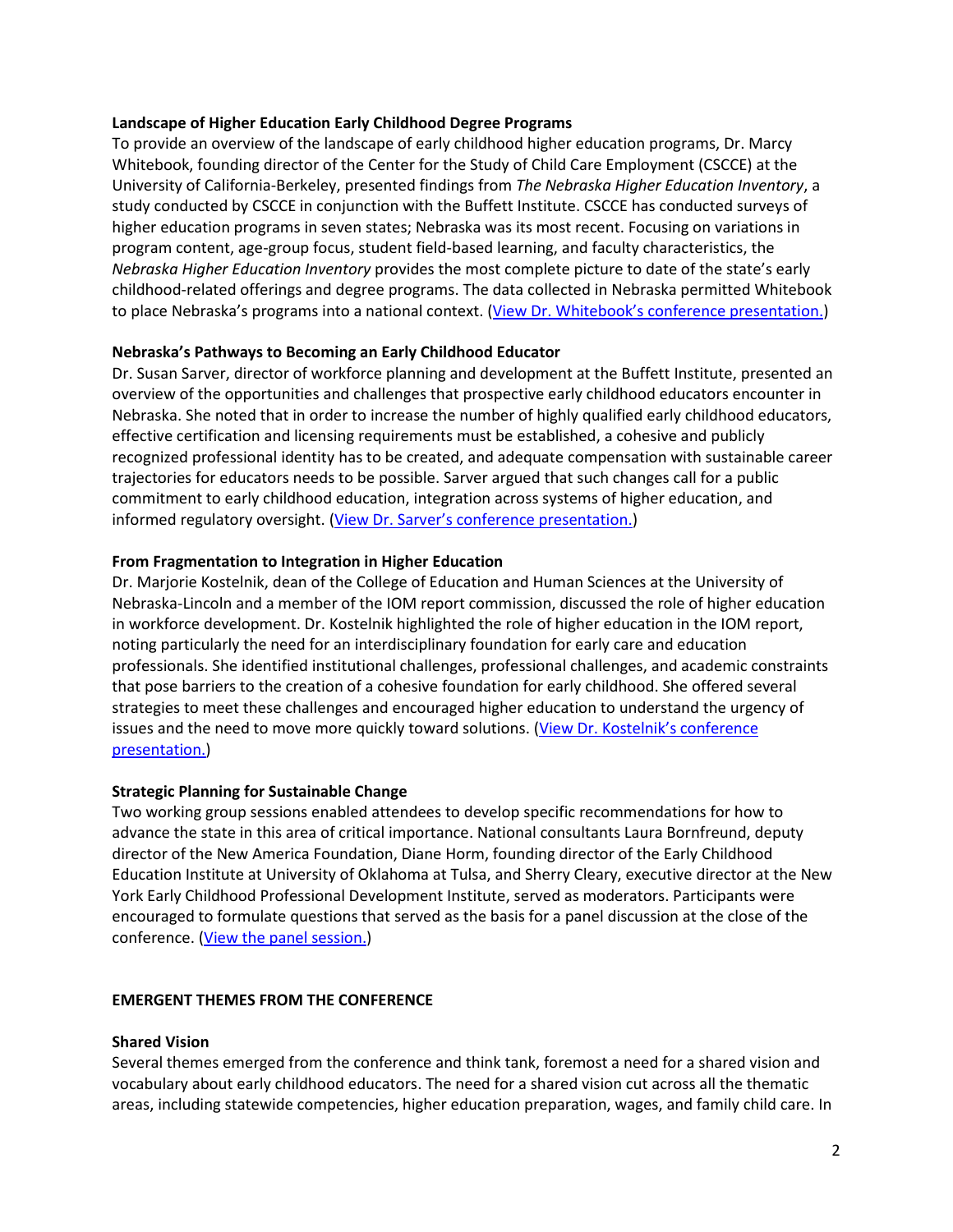### Landscape of Higher Education Early Childhood Degree Programs

To provide an overview of the landscape of early childhood higher education programs, Dr. Marcy Whitebook, founding director of the Center for the Study of Child Care Employment (CSCCE) at the University of California-Berkeley, presented findings from *The Nebraska Higher Education Inventory*, a study conducted by CSCCE in conjunction with the Buffett Institute. CSCCE has conducted surveys of higher education programs in seven states; Nebraska was its most recent. Focusing on variations in program content, age-group focus, student field-based learning, and faculty characteristics, the *Nebraska Higher Education Inventory* provides the most complete picture to date of the state's early childhood-related offerings and degree programs. The data collected in Nebraska permitted Whitebook to place Nebraska's programs into a national context. ([View Dr. Whitebook's conference presentation.](#))

### Nebraska's Pathways to Becoming an Early Childhood Educator

Dr. Susan Sarver, director of workforce planning and development at the Buffett Institute, presented an overview of the opportunities and challenges that prospective early childhood educators encounter in Nebraska. She noted that in order to increase the number of highly qualified early childhood educators, effective certification and licensing requirements must be established, a cohesive and publicly recognized professional identity has to be created, and adequate compensation with sustainable career trajectories for educators needs to be possible. Sarver argued that such changes call for a public commitment to early childhood education, integration across systems of higher education, and informed regulatory oversight. ([View Dr. Sarver's conference presentation.](#))

### From Fragmentation to Integration in Higher Education

Dr. Marjorie Kostelnik, dean of the College of Education and Human Sciences at the University of Nebraska-Lincoln and a member of the IOM report commission, discussed the role of higher education in workforce development. Dr. Kostelnik highlighted the role of higher education in the IOM report, noting particularly the need for an interdisciplinary foundation for early care and education professionals. She identified institutional challenges, professional challenges, and academic constraints that pose barriers to the creation of a cohesive foundation for early childhood. She offered several strategies to meet these challenges and encouraged higher education to understand the urgency of issues and the need to move more quickly toward solutions. ([View Dr. Kostelnik's conference presentation.](#))

### Strategic Planning for Sustainable Change

Two working group sessions enabled attendees to develop specific recommendations for how to advance the state in this area of critical importance. National consultants Laura Bornfreund, deputy director of the New America Foundation, Diane Horm, founding director of the Early Childhood Education Institute at University of Oklahoma at Tulsa, and Sherry Cleary, executive director at the New York Early Childhood Professional Development Institute, served as moderators. Participants were encouraged to formulate questions that served as the basis for a panel discussion at the close of the conference. ([View the panel session.](#))

## EMERGENT THEMES FROM THE CONFERENCE

### Shared Vision

Several themes emerged from the conference and think tank, foremost a need for a shared vision and vocabulary about early childhood educators. The need for a shared vision cut across all the thematic areas, including statewide competencies, higher education preparation, wages, and family child care. In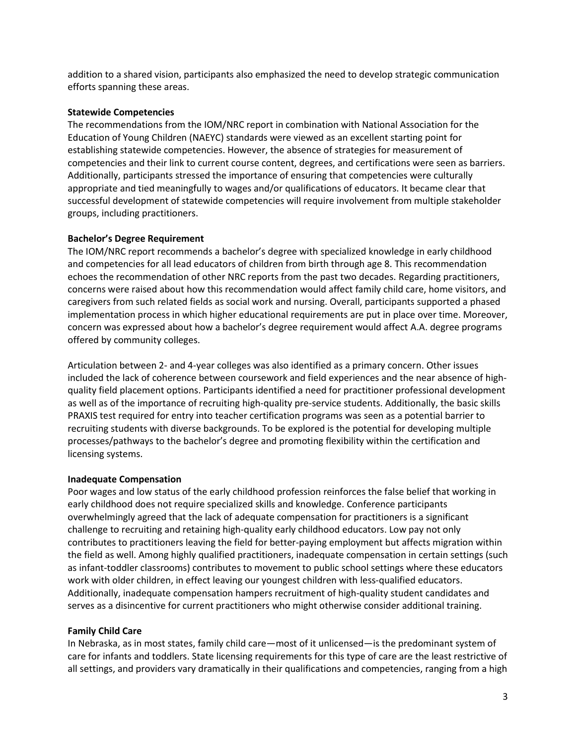addition to a shared vision, participants also emphasized the need to develop strategic communication efforts spanning these areas.

**Statewide Competencies**

The recommendations from the IOM/NRC report in combination with National Association for the Education of Young Children (NAEYC) standards were viewed as an excellent starting point for establishing statewide competencies. However, the absence of strategies for measurement of competencies and their link to current course content, degrees, and certifications were seen as barriers. Additionally, participants stressed the importance of ensuring that competencies were culturally appropriate and tied meaningfully to wages and/or qualifications of educators. It became clear that successful development of statewide competencies will require involvement from multiple stakeholder groups, including practitioners.

**Bachelor's Degree Requirement**

The IOM/NRC report recommends a bachelor's degree with specialized knowledge in early childhood and competencies for all lead educators of children from birth through age 8. This recommendation echoes the recommendation of other NRC reports from the past two decades. Regarding practitioners, concerns were raised about how this recommendation would affect family child care, home visitors, and caregivers from such related fields as social work and nursing. Overall, participants supported a phased implementation process in which higher educational requirements are put in place over time. Moreover, concern was expressed about how a bachelor's degree requirement would affect A.A. degree programs offered by community colleges.

Articulation between 2- and 4-year colleges was also identified as a primary concern. Other issues included the lack of coherence between coursework and field experiences and the near absence of high-quality field placement options. Participants identified a need for practitioner professional development as well as of the importance of recruiting high-quality pre-service students. Additionally, the basic skills PRAXIS test required for entry into teacher certification programs was seen as a potential barrier to recruiting students with diverse backgrounds. To be explored is the potential for developing multiple processes/pathways to the bachelor's degree and promoting flexibility within the certification and licensing systems.

**Inadequate Compensation**

Poor wages and low status of the early childhood profession reinforces the false belief that working in early childhood does not require specialized skills and knowledge. Conference participants overwhelmingly agreed that the lack of adequate compensation for practitioners is a significant challenge to recruiting and retaining high-quality early childhood educators. Low pay not only contributes to practitioners leaving the field for better-paying employment but affects migration within the field as well. Among highly qualified practitioners, inadequate compensation in certain settings (such as infant-toddler classrooms) contributes to movement to public school settings where these educators work with older children, in effect leaving our youngest children with less-qualified educators. Additionally, inadequate compensation hampers recruitment of high-quality student candidates and serves as a disincentive for current practitioners who might otherwise consider additional training.

**Family Child Care**

In Nebraska, as in most states, family child care—most of it unlicensed—is the predominant system of care for infants and toddlers. State licensing requirements for this type of care are the least restrictive of all settings, and providers vary dramatically in their qualifications and competencies, ranging from a high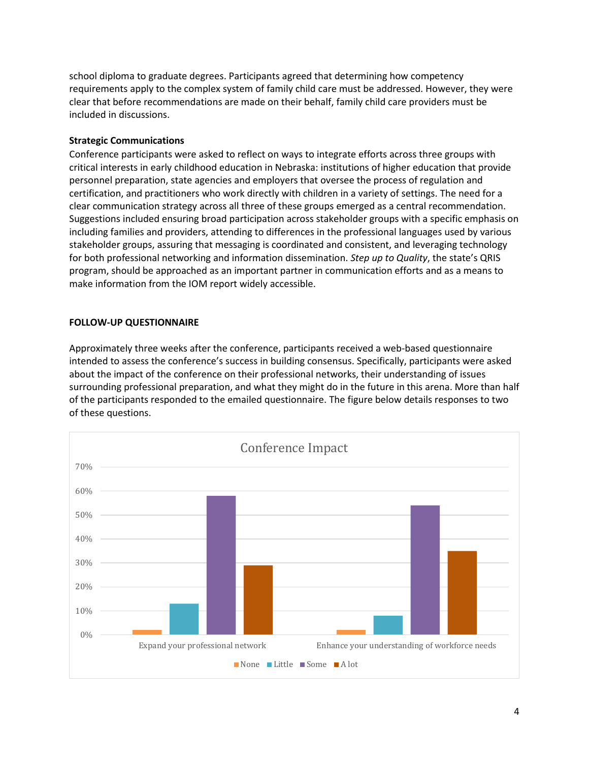school diploma to graduate degrees. Participants agreed that determining how competency requirements apply to the complex system of family child care must be addressed. However, they were clear that before recommendations are made on their behalf, family child care providers must be included in discussions.

**Strategic Communications**

Conference participants were asked to reflect on ways to integrate efforts across three groups with critical interests in early childhood education in Nebraska: institutions of higher education that provide personnel preparation, state agencies and employers that oversee the process of regulation and certification, and practitioners who work directly with children in a variety of settings. The need for a clear communication strategy across all three of these groups emerged as a central recommendation. Suggestions included ensuring broad participation across stakeholder groups with a specific emphasis on including families and providers, attending to differences in the professional languages used by various stakeholder groups, assuring that messaging is coordinated and consistent, and leveraging technology for both professional networking and information dissemination. *Step up to Quality*, the state's QRIS program, should be approached as an important partner in communication efforts and as a means to make information from the IOM report widely accessible.

## FOLLOW-UP QUESTIONNAIRE

Approximately three weeks after the conference, participants received a web-based questionnaire intended to assess the conference's success in building consensus. Specifically, participants were asked about the impact of the conference on their professional networks, their understanding of issues surrounding professional preparation, and what they might do in the future in this arena. More than half of the participants responded to the emailed questionnaire. The figure below details responses to two of these questions.

**Conference Impact**

Y-axis: 0%, 10%, 20%, 30%, 40%, 50%, 60%, 70%

Categories: Expand your professional network; Enhance your understanding of workforce needs

Legend: None, Little, Some, A lot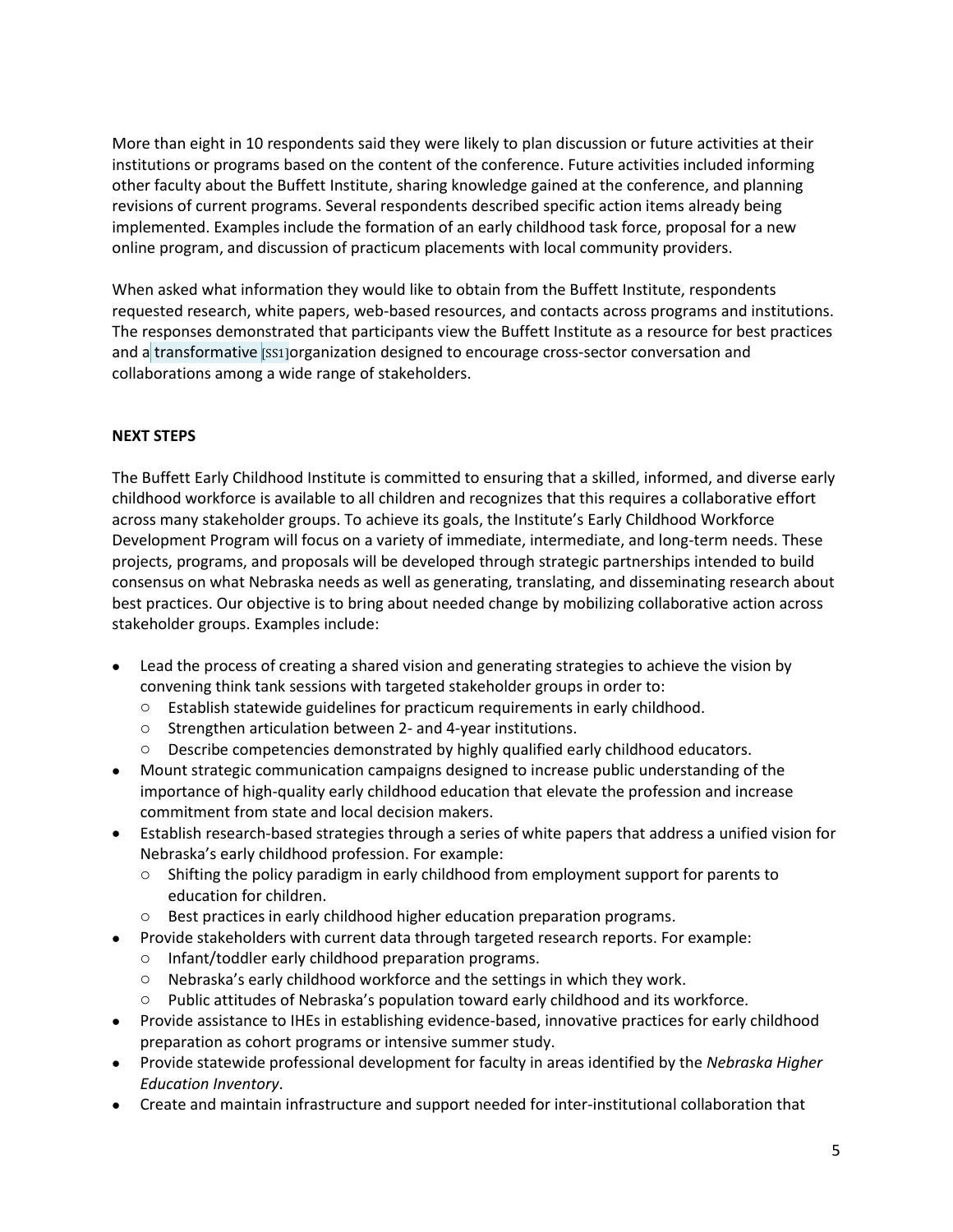More than eight in 10 respondents said they were likely to plan discussion or future activities at their institutions or programs based on the content of the conference. Future activities included informing other faculty about the Buffett Institute, sharing knowledge gained at the conference, and planning revisions of current programs. Several respondents described specific action items already being implemented. Examples include the formation of an early childhood task force, proposal for a new online program, and discussion of practicum placements with local community providers.

When asked what information they would like to obtain from the Buffett Institute, respondents requested research, white papers, web-based resources, and contacts across programs and institutions. The responses demonstrated that participants view the Buffett Institute as a resource for best practices and a transformative [SS1]organization designed to encourage cross-sector conversation and collaborations among a wide range of stakeholders.

**NEXT STEPS**

The Buffett Early Childhood Institute is committed to ensuring that a skilled, informed, and diverse early childhood workforce is available to all children and recognizes that this requires a collaborative effort across many stakeholder groups. To achieve its goals, the Institute's Early Childhood Workforce Development Program will focus on a variety of immediate, intermediate, and long-term needs. These projects, programs, and proposals will be developed through strategic partnerships intended to build consensus on what Nebraska needs as well as generating, translating, and disseminating research about best practices. Our objective is to bring about needed change by mobilizing collaborative action across stakeholder groups. Examples include:

- Lead the process of creating a shared vision and generating strategies to achieve the vision by convening think tank sessions with targeted stakeholder groups in order to:
  - Establish statewide guidelines for practicum requirements in early childhood.
  - Strengthen articulation between 2- and 4-year institutions.
  - Describe competencies demonstrated by highly qualified early childhood educators.
- Mount strategic communication campaigns designed to increase public understanding of the importance of high-quality early childhood education that elevate the profession and increase commitment from state and local decision makers.
- Establish research-based strategies through a series of white papers that address a unified vision for Nebraska's early childhood profession. For example:
  - Shifting the policy paradigm in early childhood from employment support for parents to education for children.
  - Best practices in early childhood higher education preparation programs.
- Provide stakeholders with current data through targeted research reports. For example:
  - Infant/toddler early childhood preparation programs.
  - Nebraska's early childhood workforce and the settings in which they work.
  - Public attitudes of Nebraska's population toward early childhood and its workforce.
- Provide assistance to IHEs in establishing evidence-based, innovative practices for early childhood preparation as cohort programs or intensive summer study.
- Provide statewide professional development for faculty in areas identified by the *Nebraska Higher Education Inventory*.
- Create and maintain infrastructure and support needed for inter-institutional collaboration that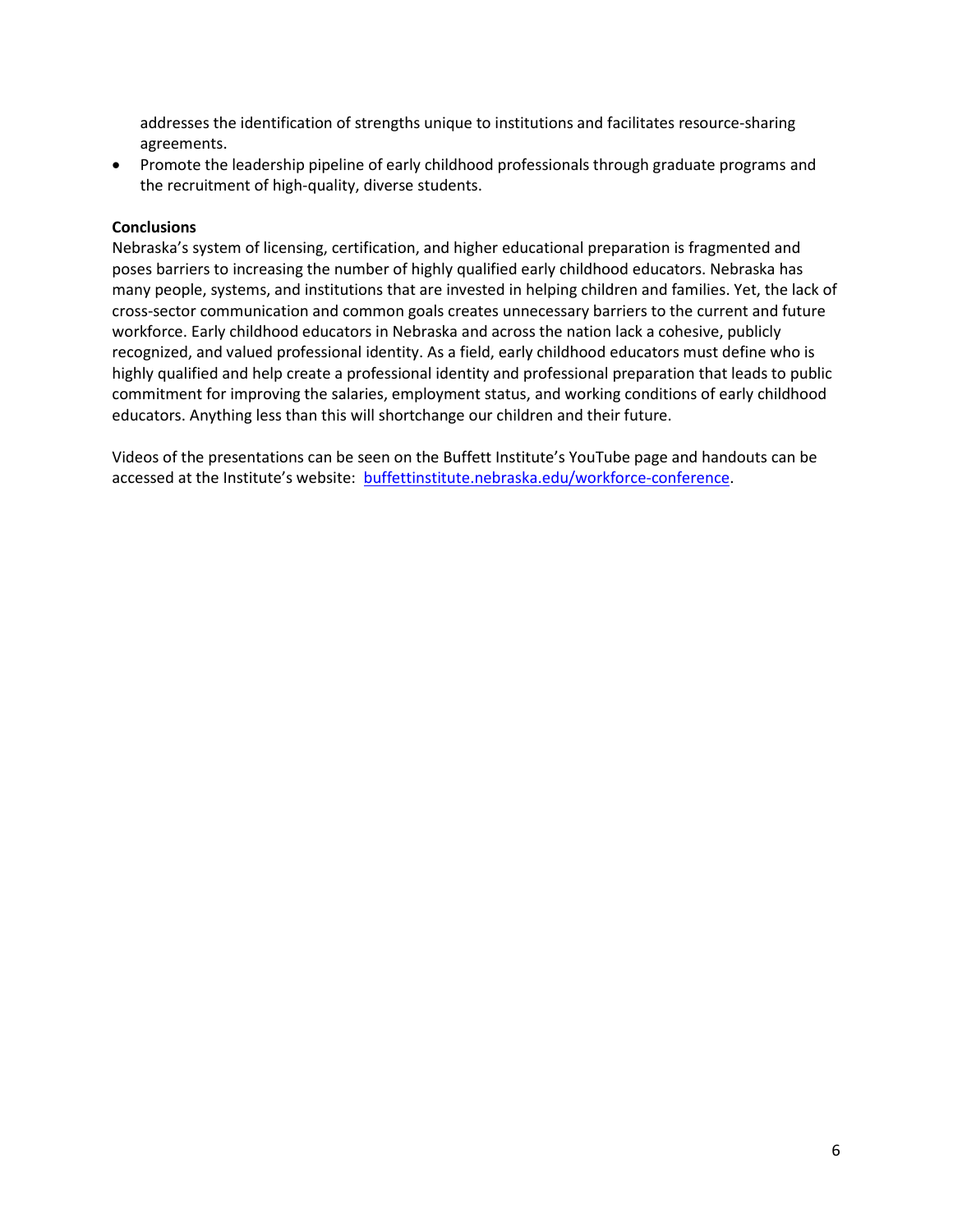addresses the identification of strengths unique to institutions and facilitates resource-sharing agreements.

- Promote the leadership pipeline of early childhood professionals through graduate programs and the recruitment of high-quality, diverse students.

**Conclusions**

Nebraska's system of licensing, certification, and higher educational preparation is fragmented and poses barriers to increasing the number of highly qualified early childhood educators. Nebraska has many people, systems, and institutions that are invested in helping children and families. Yet, the lack of cross-sector communication and common goals creates unnecessary barriers to the current and future workforce. Early childhood educators in Nebraska and across the nation lack a cohesive, publicly recognized, and valued professional identity. As a field, early childhood educators must define who is highly qualified and help create a professional identity and professional preparation that leads to public commitment for improving the salaries, employment status, and working conditions of early childhood educators. Anything less than this will shortchange our children and their future.

Videos of the presentations can be seen on the Buffett Institute's YouTube page and handouts can be accessed at the Institute's website: [buffettinstitute.nebraska.edu/workforce-conference](buffettinstitute.nebraska.edu/workforce-conference).